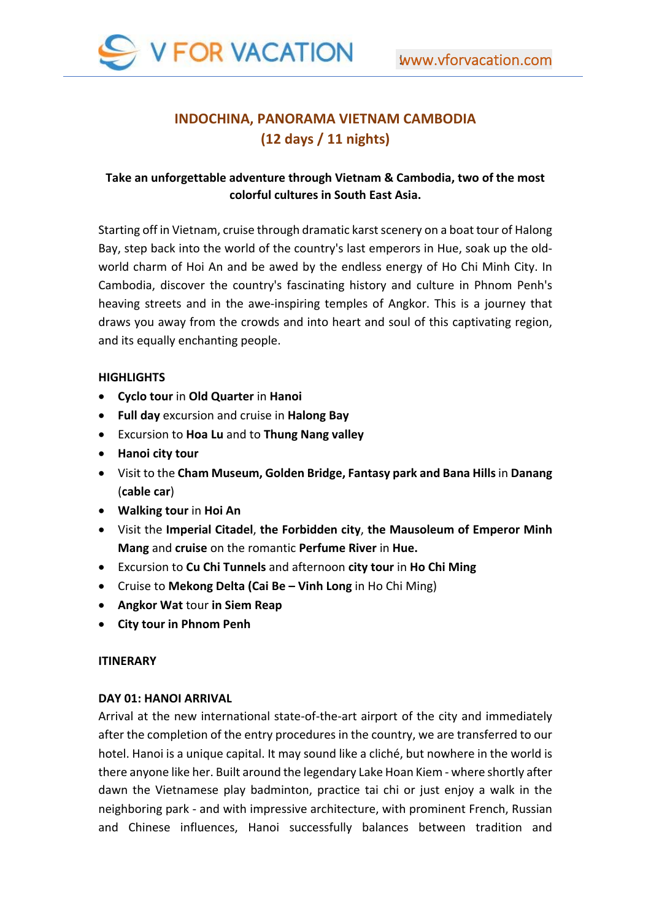# INDOCHINA, PANORAMA VIETNAM CAMBODIA
## (12 days / 11 nights)

**Take an unforgettable adventure through Vietnam & Cambodia, two of the most colorful cultures in South East Asia.**

Starting off in Vietnam, cruise through dramatic karst scenery on a boat tour of Halong Bay, step back into the world of the country's last emperors in Hue, soak up the old-world charm of Hoi An and be awed by the endless energy of Ho Chi Minh City. In Cambodia, discover the country's fascinating history and culture in Phnom Penh's heaving streets and in the awe-inspiring temples of Angkor. This is a journey that draws you away from the crowds and into heart and soul of this captivating region, and its equally enchanting people.

**HIGHLIGHTS**

- **Cyclo tour** in **Old Quarter** in **Hanoi**
- **Full day** excursion and cruise in **Halong Bay**
- Excursion to **Hoa Lu** and to **Thung Nang valley**
- **Hanoi city tour**
- Visit to the **Cham Museum, Golden Bridge, Fantasy park and Bana Hills** in **Danang** (**cable car**)
- **Walking tour** in **Hoi An**
- Visit the **Imperial Citadel**, **the Forbidden city**, **the Mausoleum of Emperor Minh Mang** and **cruise** on the romantic **Perfume River** in **Hue.**
- Excursion to **Cu Chi Tunnels** and afternoon **city tour** in **Ho Chi Ming**
- Cruise to **Mekong Delta (Cai Be – Vinh Long** in Ho Chi Ming)
- **Angkor Wat** tour **in Siem Reap**
- **City tour in Phnom Penh**

**ITINERARY**

**DAY 01: HANOI ARRIVAL**

Arrival at the new international state-of-the-art airport of the city and immediately after the completion of the entry procedures in the country, we are transferred to our hotel. Hanoi is a unique capital. It may sound like a cliché, but nowhere in the world is there anyone like her. Built around the legendary Lake Hoan Kiem - where shortly after dawn the Vietnamese play badminton, practice tai chi or just enjoy a walk in the neighboring park - and with impressive architecture, with prominent French, Russian and Chinese influences, Hanoi successfully balances between tradition and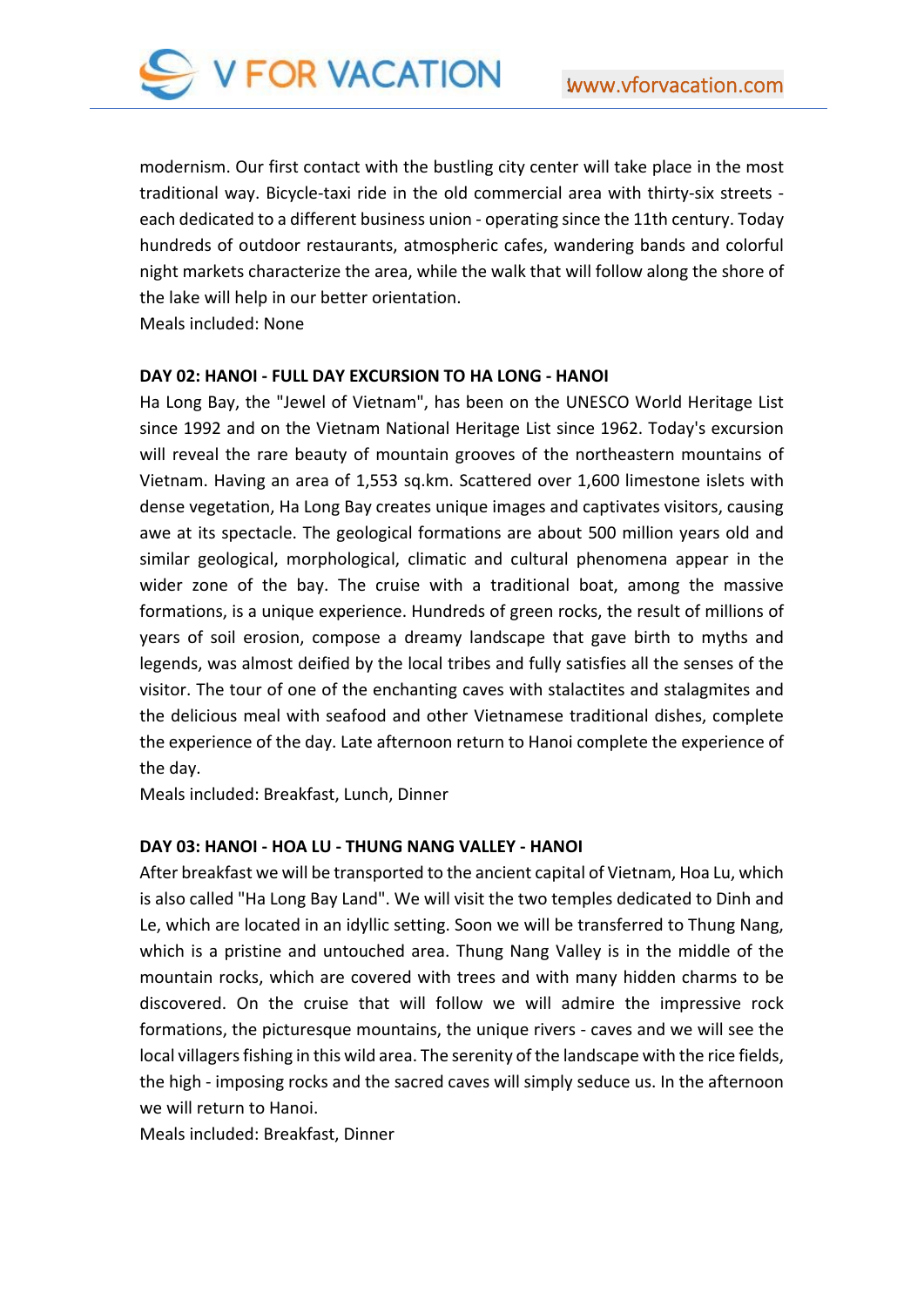modernism. Our first contact with the bustling city center will take place in the most traditional way. Bicycle-taxi ride in the old commercial area with thirty-six streets - each dedicated to a different business union - operating since the 11th century. Today hundreds of outdoor restaurants, atmospheric cafes, wandering bands and colorful night markets characterize the area, while the walk that will follow along the shore of the lake will help in our better orientation.
Meals included: None

**DAY 02: HANOI - FULL DAY EXCURSION TO HA LONG - HANOI**

Ha Long Bay, the "Jewel of Vietnam", has been on the UNESCO World Heritage List since 1992 and on the Vietnam National Heritage List since 1962. Today's excursion will reveal the rare beauty of mountain grooves of the northeastern mountains of Vietnam. Having an area of 1,553 sq.km. Scattered over 1,600 limestone islets with dense vegetation, Ha Long Bay creates unique images and captivates visitors, causing awe at its spectacle. The geological formations are about 500 million years old and similar geological, morphological, climatic and cultural phenomena appear in the wider zone of the bay. The cruise with a traditional boat, among the massive formations, is a unique experience. Hundreds of green rocks, the result of millions of years of soil erosion, compose a dreamy landscape that gave birth to myths and legends, was almost deified by the local tribes and fully satisfies all the senses of the visitor. The tour of one of the enchanting caves with stalactites and stalagmites and the delicious meal with seafood and other Vietnamese traditional dishes, complete the experience of the day. Late afternoon return to Hanoi complete the experience of the day.
Meals included: Breakfast, Lunch, Dinner

**DAY 03: HANOI - HOA LU - THUNG NANG VALLEY - HANOI**

After breakfast we will be transported to the ancient capital of Vietnam, Hoa Lu, which is also called "Ha Long Bay Land". We will visit the two temples dedicated to Dinh and Le, which are located in an idyllic setting. Soon we will be transferred to Thung Nang, which is a pristine and untouched area. Thung Nang Valley is in the middle of the mountain rocks, which are covered with trees and with many hidden charms to be discovered. On the cruise that will follow we will admire the impressive rock formations, the picturesque mountains, the unique rivers - caves and we will see the local villagers fishing in this wild area. The serenity of the landscape with the rice fields, the high - imposing rocks and the sacred caves will simply seduce us. In the afternoon we will return to Hanoi.
Meals included: Breakfast, Dinner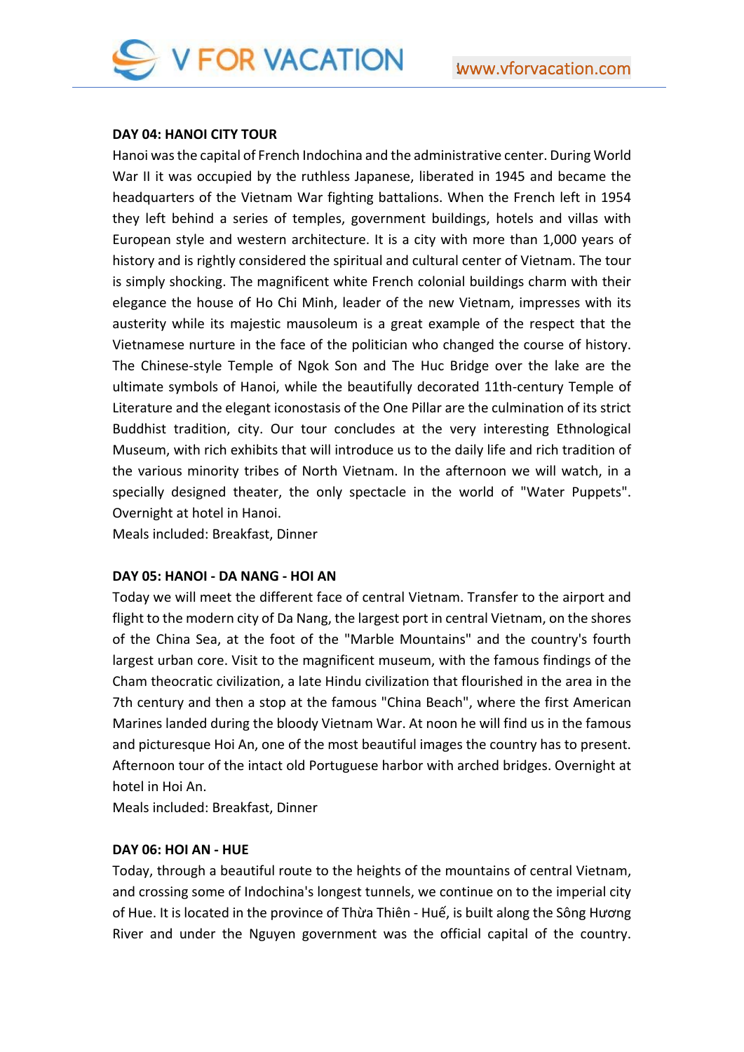**DAY 04: HANOI CITY TOUR**

Hanoi was the capital of French Indochina and the administrative center. During World War II it was occupied by the ruthless Japanese, liberated in 1945 and became the headquarters of the Vietnam War fighting battalions. When the French left in 1954 they left behind a series of temples, government buildings, hotels and villas with European style and western architecture. It is a city with more than 1,000 years of history and is rightly considered the spiritual and cultural center of Vietnam. The tour is simply shocking. The magnificent white French colonial buildings charm with their elegance the house of Ho Chi Minh, leader of the new Vietnam, impresses with its austerity while its majestic mausoleum is a great example of the respect that the Vietnamese nurture in the face of the politician who changed the course of history. The Chinese-style Temple of Ngok Son and The Huc Bridge over the lake are the ultimate symbols of Hanoi, while the beautifully decorated 11th-century Temple of Literature and the elegant iconostasis of the One Pillar are the culmination of its strict Buddhist tradition, city. Our tour concludes at the very interesting Ethnological Museum, with rich exhibits that will introduce us to the daily life and rich tradition of the various minority tribes of North Vietnam. In the afternoon we will watch, in a specially designed theater, the only spectacle in the world of "Water Puppets". Overnight at hotel in Hanoi.

Meals included: Breakfast, Dinner

**DAY 05: HANOI - DA NANG - HOI AN**

Today we will meet the different face of central Vietnam. Transfer to the airport and flight to the modern city of Da Nang, the largest port in central Vietnam, on the shores of the China Sea, at the foot of the "Marble Mountains" and the country's fourth largest urban core. Visit to the magnificent museum, with the famous findings of the Cham theocratic civilization, a late Hindu civilization that flourished in the area in the 7th century and then a stop at the famous "China Beach", where the first American Marines landed during the bloody Vietnam War. At noon he will find us in the famous and picturesque Hoi An, one of the most beautiful images the country has to present. Afternoon tour of the intact old Portuguese harbor with arched bridges. Overnight at hotel in Hoi An.

Meals included: Breakfast, Dinner

**DAY 06: HOI AN - HUE**

Today, through a beautiful route to the heights of the mountains of central Vietnam, and crossing some of Indochina's longest tunnels, we continue on to the imperial city of Hue. It is located in the province of Thừa Thiên - Huế, is built along the Sông Hương River and under the Nguyen government was the official capital of the country.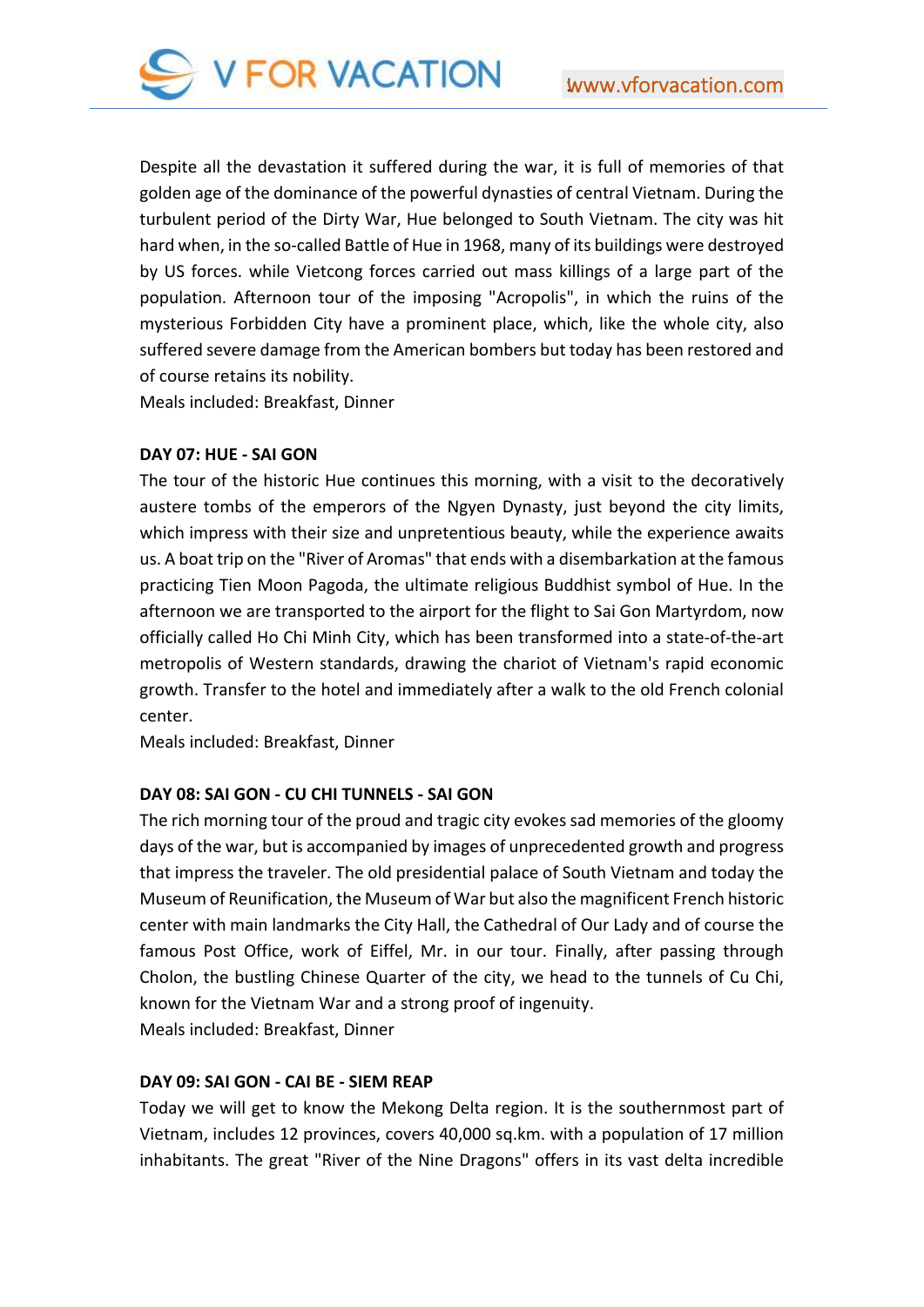Despite all the devastation it suffered during the war, it is full of memories of that golden age of the dominance of the powerful dynasties of central Vietnam. During the turbulent period of the Dirty War, Hue belonged to South Vietnam. The city was hit hard when, in the so-called Battle of Hue in 1968, many of its buildings were destroyed by US forces. while Vietcong forces carried out mass killings of a large part of the population. Afternoon tour of the imposing "Acropolis", in which the ruins of the mysterious Forbidden City have a prominent place, which, like the whole city, also suffered severe damage from the American bombers but today has been restored and of course retains its nobility.
Meals included: Breakfast, Dinner

**DAY 07: HUE - SAI GON**

The tour of the historic Hue continues this morning, with a visit to the decoratively austere tombs of the emperors of the Ngyen Dynasty, just beyond the city limits, which impress with their size and unpretentious beauty, while the experience awaits us. A boat trip on the "River of Aromas" that ends with a disembarkation at the famous practicing Tien Moon Pagoda, the ultimate religious Buddhist symbol of Hue. In the afternoon we are transported to the airport for the flight to Sai Gon Martyrdom, now officially called Ho Chi Minh City, which has been transformed into a state-of-the-art metropolis of Western standards, drawing the chariot of Vietnam's rapid economic growth. Transfer to the hotel and immediately after a walk to the old French colonial center.
Meals included: Breakfast, Dinner

**DAY 08: SAI GON - CU CHI TUNNELS - SAI GON**

The rich morning tour of the proud and tragic city evokes sad memories of the gloomy days of the war, but is accompanied by images of unprecedented growth and progress that impress the traveler. The old presidential palace of South Vietnam and today the Museum of Reunification, the Museum of War but also the magnificent French historic center with main landmarks the City Hall, the Cathedral of Our Lady and of course the famous Post Office, work of Eiffel, Mr. in our tour. Finally, after passing through Cholon, the bustling Chinese Quarter of the city, we head to the tunnels of Cu Chi, known for the Vietnam War and a strong proof of ingenuity.
Meals included: Breakfast, Dinner

**DAY 09: SAI GON - CAI BE - SIEM REAP**

Today we will get to know the Mekong Delta region. It is the southernmost part of Vietnam, includes 12 provinces, covers 40,000 sq.km. with a population of 17 million inhabitants. The great "River of the Nine Dragons" offers in its vast delta incredible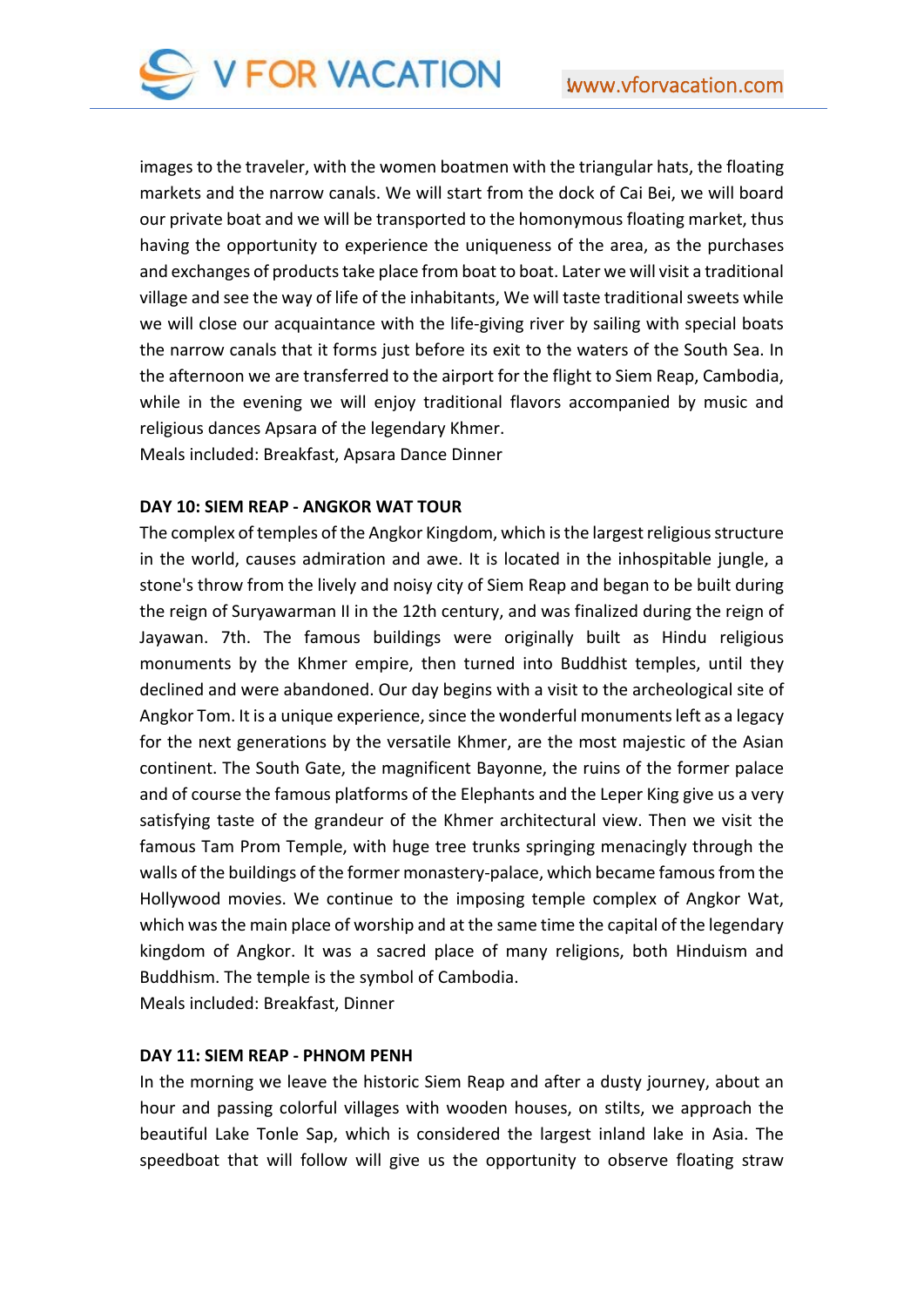images to the traveler, with the women boatmen with the triangular hats, the floating markets and the narrow canals. We will start from the dock of Cai Bei, we will board our private boat and we will be transported to the homonymous floating market, thus having the opportunity to experience the uniqueness of the area, as the purchases and exchanges of products take place from boat to boat. Later we will visit a traditional village and see the way of life of the inhabitants, We will taste traditional sweets while we will close our acquaintance with the life-giving river by sailing with special boats the narrow canals that it forms just before its exit to the waters of the South Sea. In the afternoon we are transferred to the airport for the flight to Siem Reap, Cambodia, while in the evening we will enjoy traditional flavors accompanied by music and religious dances Apsara of the legendary Khmer.
Meals included: Breakfast, Apsara Dance Dinner

**DAY 10: SIEM REAP - ANGKOR WAT TOUR**

The complex of temples of the Angkor Kingdom, which is the largest religious structure in the world, causes admiration and awe. It is located in the inhospitable jungle, a stone's throw from the lively and noisy city of Siem Reap and began to be built during the reign of Suryawarman II in the 12th century, and was finalized during the reign of Jayawan. 7th. The famous buildings were originally built as Hindu religious monuments by the Khmer empire, then turned into Buddhist temples, until they declined and were abandoned. Our day begins with a visit to the archeological site of Angkor Tom. It is a unique experience, since the wonderful monuments left as a legacy for the next generations by the versatile Khmer, are the most majestic of the Asian continent. The South Gate, the magnificent Bayonne, the ruins of the former palace and of course the famous platforms of the Elephants and the Leper King give us a very satisfying taste of the grandeur of the Khmer architectural view. Then we visit the famous Tam Prom Temple, with huge tree trunks springing menacingly through the walls of the buildings of the former monastery-palace, which became famous from the Hollywood movies. We continue to the imposing temple complex of Angkor Wat, which was the main place of worship and at the same time the capital of the legendary kingdom of Angkor. It was a sacred place of many religions, both Hinduism and Buddhism. The temple is the symbol of Cambodia.
Meals included: Breakfast, Dinner

**DAY 11: SIEM REAP - PHNOM PENH**

In the morning we leave the historic Siem Reap and after a dusty journey, about an hour and passing colorful villages with wooden houses, on stilts, we approach the beautiful Lake Tonle Sap, which is considered the largest inland lake in Asia. The speedboat that will follow will give us the opportunity to observe floating straw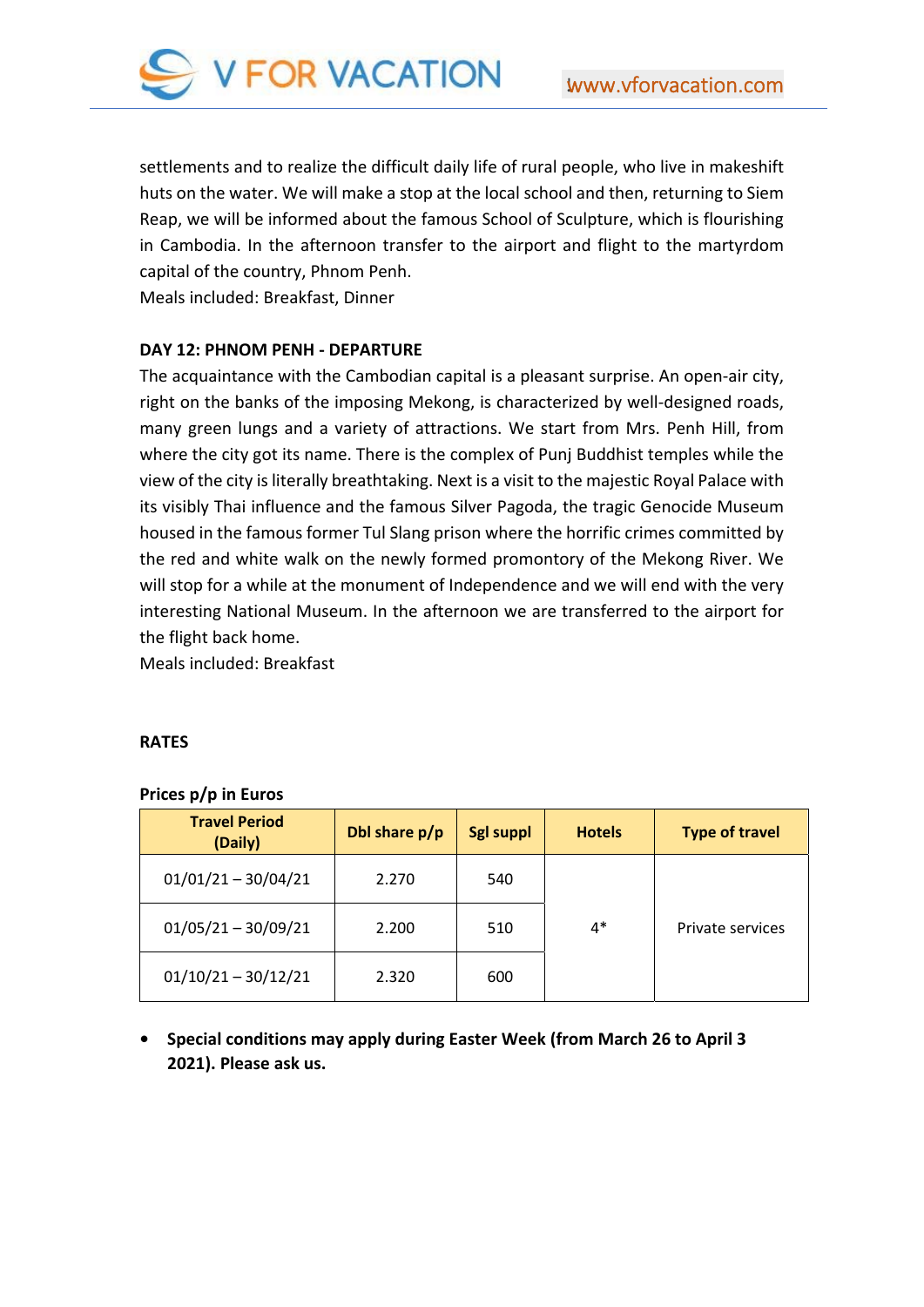settlements and to realize the difficult daily life of rural people, who live in makeshift huts on the water. We will make a stop at the local school and then, returning to Siem Reap, we will be informed about the famous School of Sculpture, which is flourishing in Cambodia. In the afternoon transfer to the airport and flight to the martyrdom capital of the country, Phnom Penh.
Meals included: Breakfast, Dinner

**DAY 12: PHNOM PENH - DEPARTURE**

The acquaintance with the Cambodian capital is a pleasant surprise. An open-air city, right on the banks of the imposing Mekong, is characterized by well-designed roads, many green lungs and a variety of attractions. We start from Mrs. Penh Hill, from where the city got its name. There is the complex of Punj Buddhist temples while the view of the city is literally breathtaking. Next is a visit to the majestic Royal Palace with its visibly Thai influence and the famous Silver Pagoda, the tragic Genocide Museum housed in the famous former Tul Slang prison where the horrific crimes committed by the red and white walk on the newly formed promontory of the Mekong River. We will stop for a while at the monument of Independence and we will end with the very interesting National Museum. In the afternoon we are transferred to the airport for the flight back home.
Meals included: Breakfast

**RATES**

**Prices p/p in Euros**

| Travel Period (Daily) | Dbl share p/p | Sgl suppl | Hotels | Type of travel |
|---|---|---|---|---|
| 01/01/21 – 30/04/21 | 2.270 | 540 | 4* | Private services |
| 01/05/21 – 30/09/21 | 2.200 | 510 | | |
| 01/10/21 – 30/12/21 | 2.320 | 600 | | |

- **Special conditions may apply during Easter Week (from March 26 to April 3 2021). Please ask us.**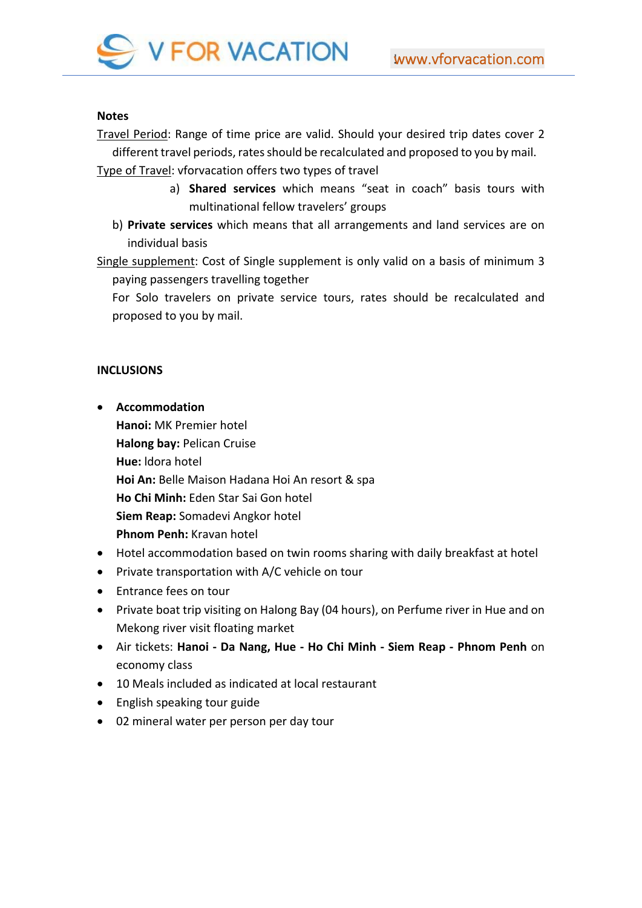**Notes**

Travel Period: Range of time price are valid. Should your desired trip dates cover 2 different travel periods, rates should be recalculated and proposed to you by mail.

Type of Travel: vforvacation offers two types of travel

a) **Shared services** which means "seat in coach" basis tours with multinational fellow travelers' groups

b) **Private services** which means that all arrangements and land services are on individual basis

Single supplement: Cost of Single supplement is only valid on a basis of minimum 3 paying passengers travelling together

For Solo travelers on private service tours, rates should be recalculated and proposed to you by mail.

**INCLUSIONS**

- **Accommodation**
  **Hanoi:** MK Premier hotel
  **Halong bay:** Pelican Cruise
  **Hue:** Idora hotel
  **Hoi An:** Belle Maison Hadana Hoi An resort & spa
  **Ho Chi Minh:** Eden Star Sai Gon hotel
  **Siem Reap:** Somadevi Angkor hotel
  **Phnom Penh:** Kravan hotel
- Hotel accommodation based on twin rooms sharing with daily breakfast at hotel
- Private transportation with A/C vehicle on tour
- Entrance fees on tour
- Private boat trip visiting on Halong Bay (04 hours), on Perfume river in Hue and on Mekong river visit floating market
- Air tickets: **Hanoi - Da Nang, Hue - Ho Chi Minh - Siem Reap - Phnom Penh** on economy class
- 10 Meals included as indicated at local restaurant
- English speaking tour guide
- 02 mineral water per person per day tour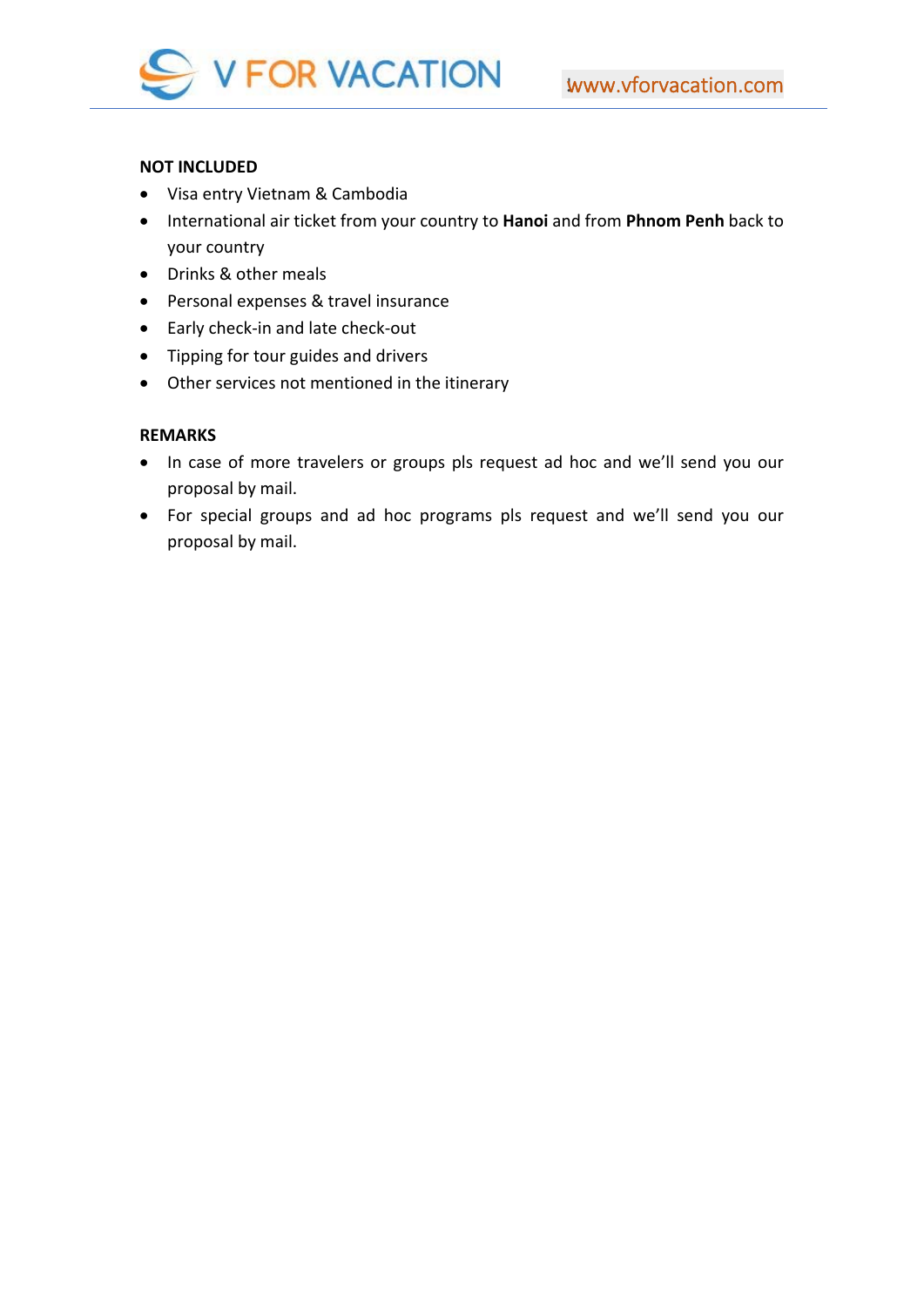**NOT INCLUDED**

- Visa entry Vietnam & Cambodia
- International air ticket from your country to **Hanoi** and from **Phnom Penh** back to your country
- Drinks & other meals
- Personal expenses & travel insurance
- Early check-in and late check-out
- Tipping for tour guides and drivers
- Other services not mentioned in the itinerary

**REMARKS**

- In case of more travelers or groups pls request ad hoc and we'll send you our proposal by mail.
- For special groups and ad hoc programs pls request and we'll send you our proposal by mail.